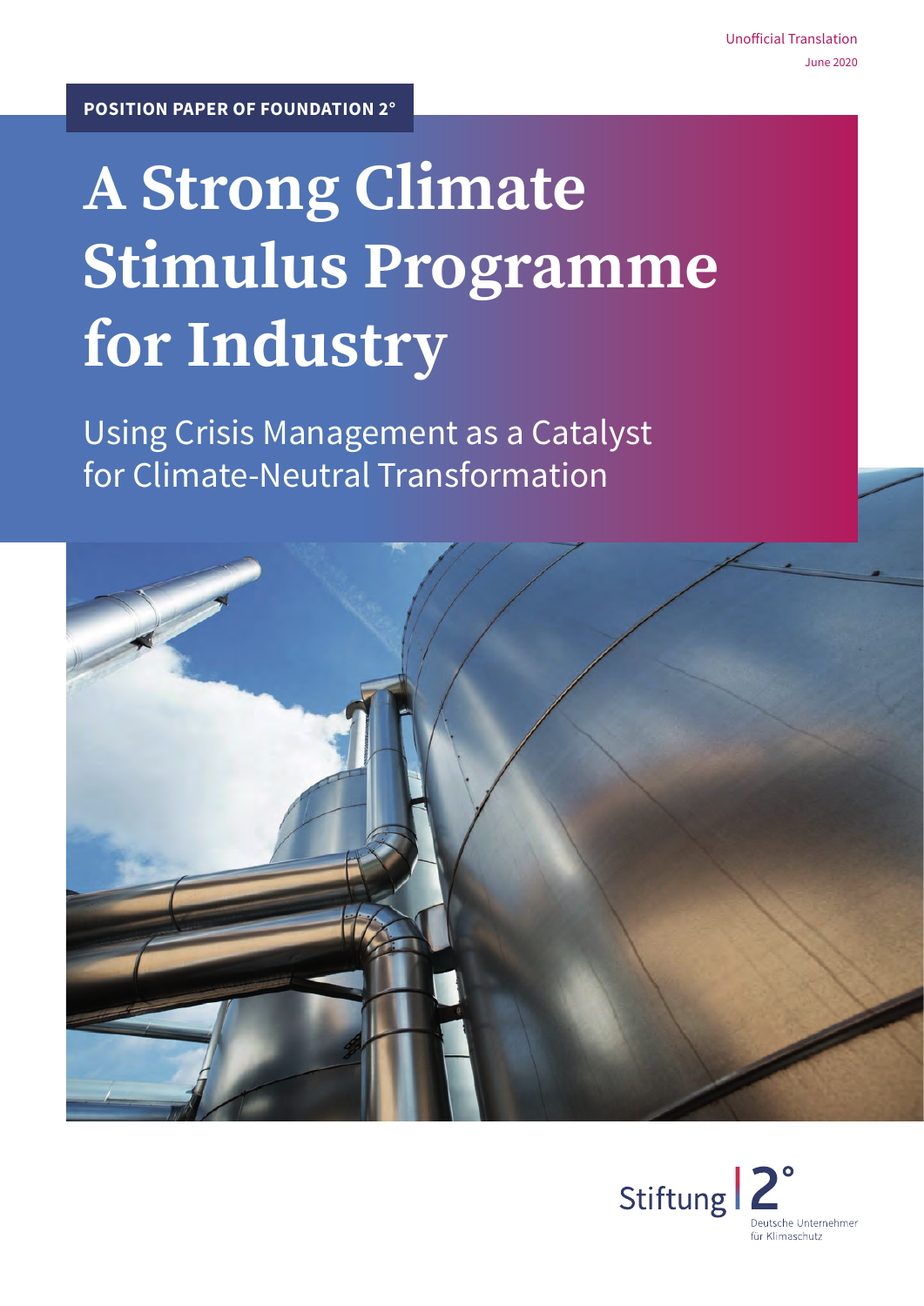Unofficial Translation

June 2020

**POSITION PAPER OF FOUNDATION 2°**

# A Strong Climate Stimulus Programme for Industry

## Using Crisis Management as a Catalyst for Climate-Neutral Transformation

Stiftung 2° Deutsche Unternehmer für Klimaschutz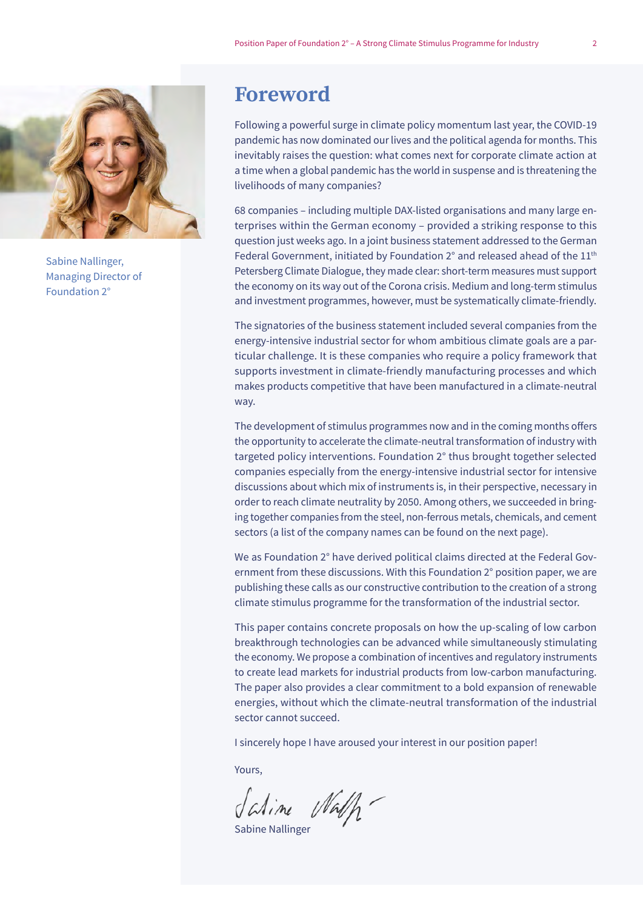Sabine Nallinger, Managing Director of Foundation 2°

# Foreword

Following a powerful surge in climate policy momentum last year, the COVID-19 pandemic has now dominated our lives and the political agenda for months. This inevitably raises the question: what comes next for corporate climate action at a time when a global pandemic has the world in suspense and is threatening the livelihoods of many companies?

68 companies – including multiple DAX-listed organisations and many large enterprises within the German economy – provided a striking response to this question just weeks ago. In a joint business statement addressed to the German Federal Government, initiated by Foundation 2° and released ahead of the 11th Petersberg Climate Dialogue, they made clear: short-term measures must support the economy on its way out of the Corona crisis. Medium and long-term stimulus and investment programmes, however, must be systematically climate-friendly.

The signatories of the business statement included several companies from the energy-intensive industrial sector for whom ambitious climate goals are a particular challenge. It is these companies who require a policy framework that supports investment in climate-friendly manufacturing processes and which makes products competitive that have been manufactured in a climate-neutral way.

The development of stimulus programmes now and in the coming months offers the opportunity to accelerate the climate-neutral transformation of industry with targeted policy interventions. Foundation 2° thus brought together selected companies especially from the energy-intensive industrial sector for intensive discussions about which mix of instruments is, in their perspective, necessary in order to reach climate neutrality by 2050. Among others, we succeeded in bringing together companies from the steel, non-ferrous metals, chemicals, and cement sectors (a list of the company names can be found on the next page).

We as Foundation 2° have derived political claims directed at the Federal Government from these discussions. With this Foundation 2° position paper, we are publishing these calls as our constructive contribution to the creation of a strong climate stimulus programme for the transformation of the industrial sector.

This paper contains concrete proposals on how the up-scaling of low carbon breakthrough technologies can be advanced while simultaneously stimulating the economy. We propose a combination of incentives and regulatory instruments to create lead markets for industrial products from low-carbon manufacturing. The paper also provides a clear commitment to a bold expansion of renewable energies, without which the climate-neutral transformation of the industrial sector cannot succeed.

I sincerely hope I have aroused your interest in our position paper!

Yours,

Sabine Nallinger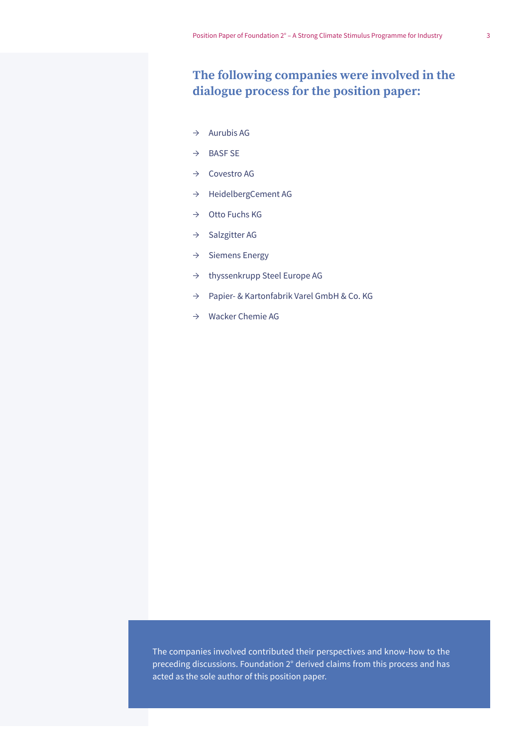## The following companies were involved in the dialogue process for the position paper:

- Aurubis AG
- BASF SE
- Covestro AG
- HeidelbergCement AG
- Otto Fuchs KG
- Salzgitter AG
- Siemens Energy
- thyssenkrupp Steel Europe AG
- Papier- & Kartonfabrik Varel GmbH & Co. KG
- Wacker Chemie AG

The companies involved contributed their perspectives and know-how to the preceding discussions. Foundation 2° derived claims from this process and has acted as the sole author of this position paper.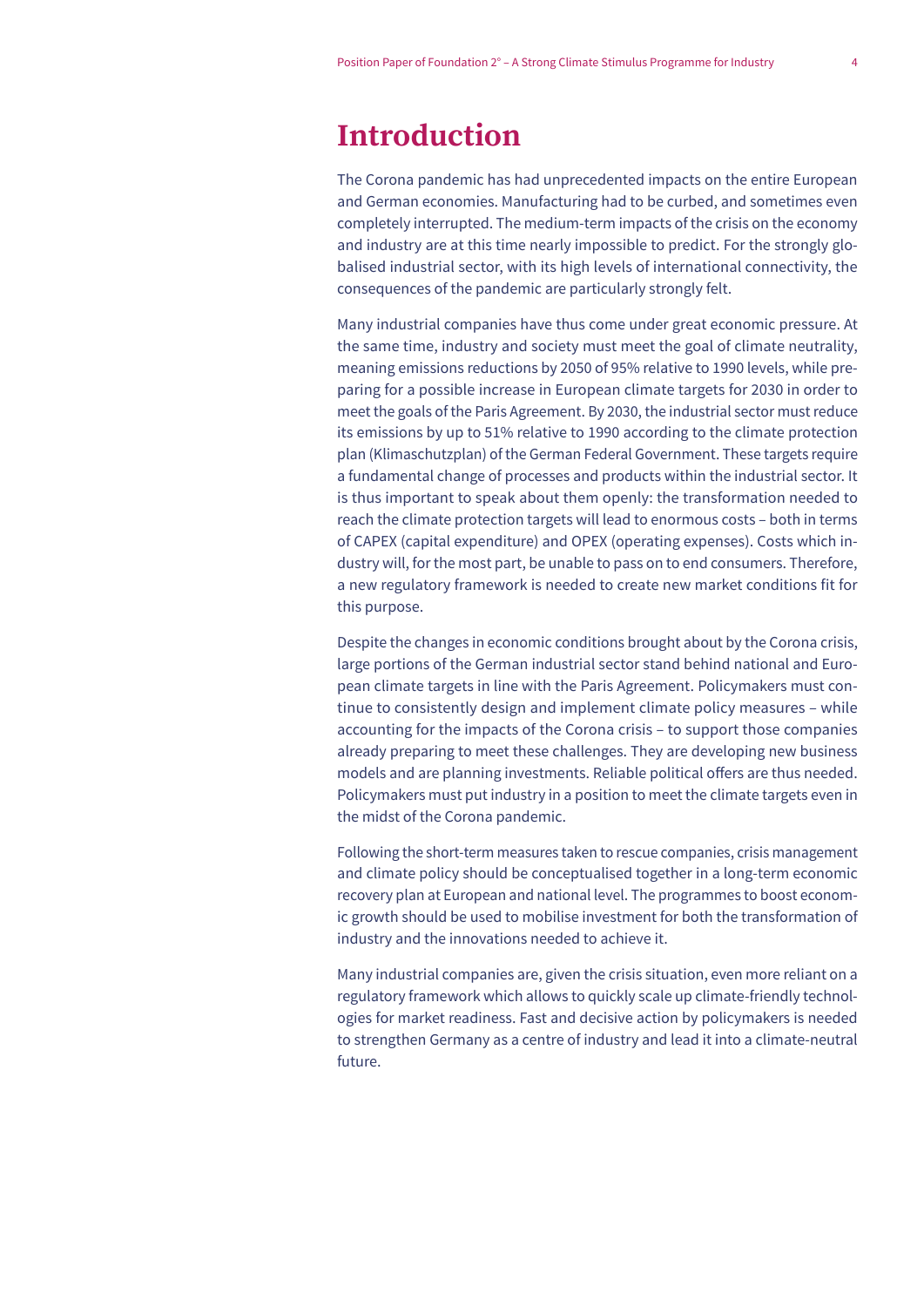# Introduction

The Corona pandemic has had unprecedented impacts on the entire European and German economies. Manufacturing had to be curbed, and sometimes even completely interrupted. The medium-term impacts of the crisis on the economy and industry are at this time nearly impossible to predict. For the strongly globalised industrial sector, with its high levels of international connectivity, the consequences of the pandemic are particularly strongly felt.

Many industrial companies have thus come under great economic pressure. At the same time, industry and society must meet the goal of climate neutrality, meaning emissions reductions by 2050 of 95% relative to 1990 levels, while preparing for a possible increase in European climate targets for 2030 in order to meet the goals of the Paris Agreement. By 2030, the industrial sector must reduce its emissions by up to 51% relative to 1990 according to the climate protection plan (Klimaschutzplan) of the German Federal Government. These targets require a fundamental change of processes and products within the industrial sector. It is thus important to speak about them openly: the transformation needed to reach the climate protection targets will lead to enormous costs – both in terms of CAPEX (capital expenditure) and OPEX (operating expenses). Costs which industry will, for the most part, be unable to pass on to end consumers. Therefore, a new regulatory framework is needed to create new market conditions fit for this purpose.

Despite the changes in economic conditions brought about by the Corona crisis, large portions of the German industrial sector stand behind national and European climate targets in line with the Paris Agreement. Policymakers must continue to consistently design and implement climate policy measures – while accounting for the impacts of the Corona crisis – to support those companies already preparing to meet these challenges. They are developing new business models and are planning investments. Reliable political offers are thus needed. Policymakers must put industry in a position to meet the climate targets even in the midst of the Corona pandemic.

Following the short-term measures taken to rescue companies, crisis management and climate policy should be conceptualised together in a long-term economic recovery plan at European and national level. The programmes to boost economic growth should be used to mobilise investment for both the transformation of industry and the innovations needed to achieve it.

Many industrial companies are, given the crisis situation, even more reliant on a regulatory framework which allows to quickly scale up climate-friendly technologies for market readiness. Fast and decisive action by policymakers is needed to strengthen Germany as a centre of industry and lead it into a climate-neutral future.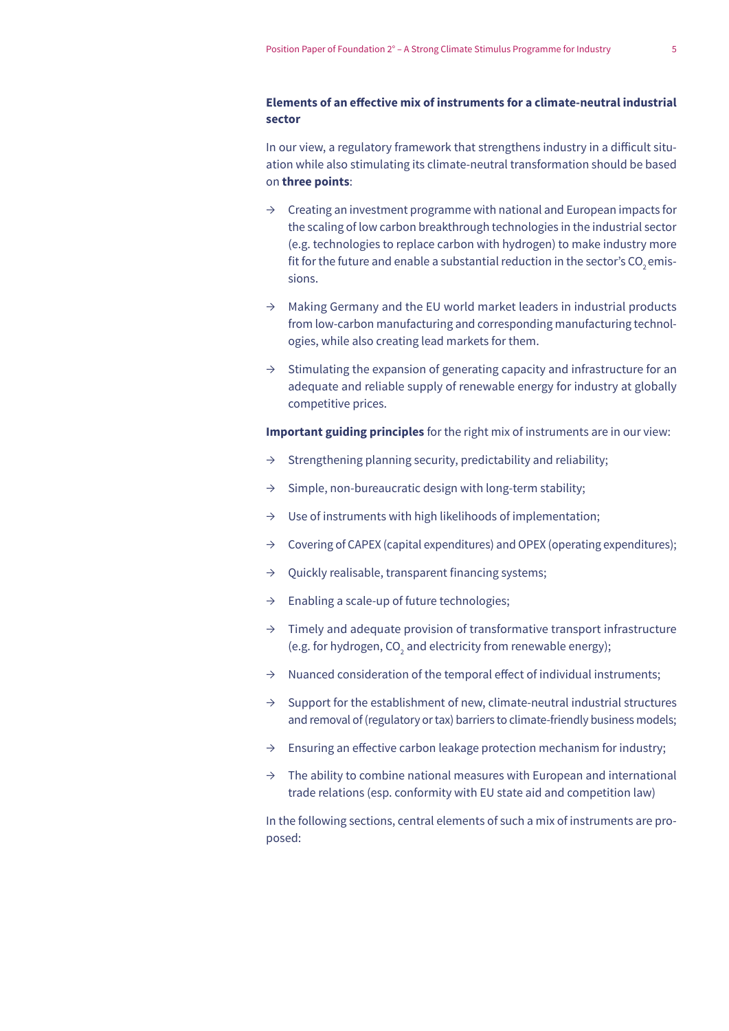**Elements of an effective mix of instruments for a climate-neutral industrial sector**

In our view, a regulatory framework that strengthens industry in a difficult situation while also stimulating its climate-neutral transformation should be based on **three points**:

- Creating an investment programme with national and European impacts for the scaling of low carbon breakthrough technologies in the industrial sector (e.g. technologies to replace carbon with hydrogen) to make industry more fit for the future and enable a substantial reduction in the sector's $CO_2$ emissions.
- Making Germany and the EU world market leaders in industrial products from low-carbon manufacturing and corresponding manufacturing technologies, while also creating lead markets for them.
- Stimulating the expansion of generating capacity and infrastructure for an adequate and reliable supply of renewable energy for industry at globally competitive prices.

**Important guiding principles** for the right mix of instruments are in our view:

- Strengthening planning security, predictability and reliability;
- Simple, non-bureaucratic design with long-term stability;
- Use of instruments with high likelihoods of implementation;
- Covering of CAPEX (capital expenditures) and OPEX (operating expenditures);
- Quickly realisable, transparent financing systems;
- Enabling a scale-up of future technologies;
- Timely and adequate provision of transformative transport infrastructure (e.g. for hydrogen, $CO_2$ and electricity from renewable energy);
- Nuanced consideration of the temporal effect of individual instruments;
- Support for the establishment of new, climate-neutral industrial structures and removal of (regulatory or tax) barriers to climate-friendly business models;
- Ensuring an effective carbon leakage protection mechanism for industry;
- The ability to combine national measures with European and international trade relations (esp. conformity with EU state aid and competition law)

In the following sections, central elements of such a mix of instruments are proposed: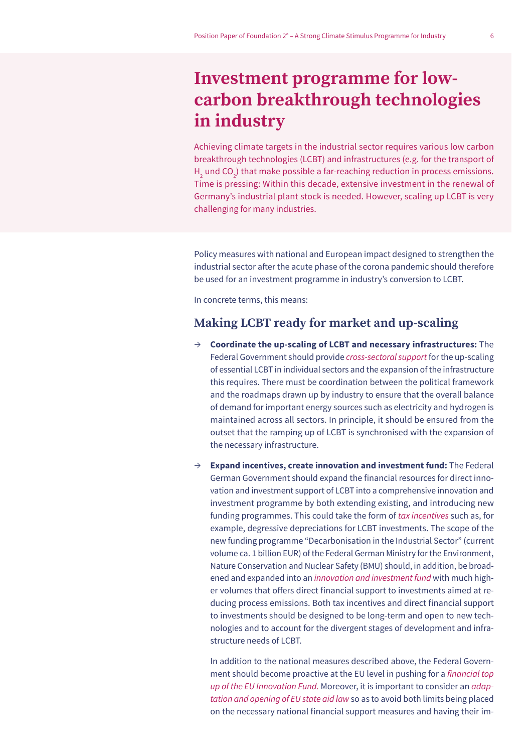# Investment programme for low-carbon breakthrough technologies in industry

Achieving climate targets in the industrial sector requires various low carbon breakthrough technologies (LCBT) and infrastructures (e.g. for the transport of $H_2$ und $CO_2$) that make possible a far-reaching reduction in process emissions. Time is pressing: Within this decade, extensive investment in the renewal of Germany's industrial plant stock is needed. However, scaling up LCBT is very challenging for many industries.

Policy measures with national and European impact designed to strengthen the industrial sector after the acute phase of the corona pandemic should therefore be used for an investment programme in industry's conversion to LCBT.

In concrete terms, this means:

## Making LCBT ready for market and up-scaling

→ **Coordinate the up-scaling of LCBT and necessary infrastructures:** The Federal Government should provide *cross-sectoral support* for the up-scaling of essential LCBT in individual sectors and the expansion of the infrastructure this requires. There must be coordination between the political framework and the roadmaps drawn up by industry to ensure that the overall balance of demand for important energy sources such as electricity and hydrogen is maintained across all sectors. In principle, it should be ensured from the outset that the ramping up of LCBT is synchronised with the expansion of the necessary infrastructure.

→ **Expand incentives, create innovation and investment fund:** The Federal German Government should expand the financial resources for direct innovation and investment support of LCBT into a comprehensive innovation and investment programme by both extending existing, and introducing new funding programmes. This could take the form of *tax incentives* such as, for example, degressive depreciations for LCBT investments. The scope of the new funding programme "Decarbonisation in the Industrial Sector" (current volume ca. 1 billion EUR) of the Federal German Ministry for the Environment, Nature Conservation and Nuclear Safety (BMU) should, in addition, be broadened and expanded into an *innovation and investment fund* with much higher volumes that offers direct financial support to investments aimed at reducing process emissions. Both tax incentives and direct financial support to investments should be designed to be long-term and open to new technologies and to account for the divergent stages of development and infrastructure needs of LCBT.

In addition to the national measures described above, the Federal Government should become proactive at the EU level in pushing for a *financial top up of the EU Innovation Fund.* Moreover, it is important to consider an *adaptation and opening of EU state aid law* so as to avoid both limits being placed on the necessary national financial support measures and having their im-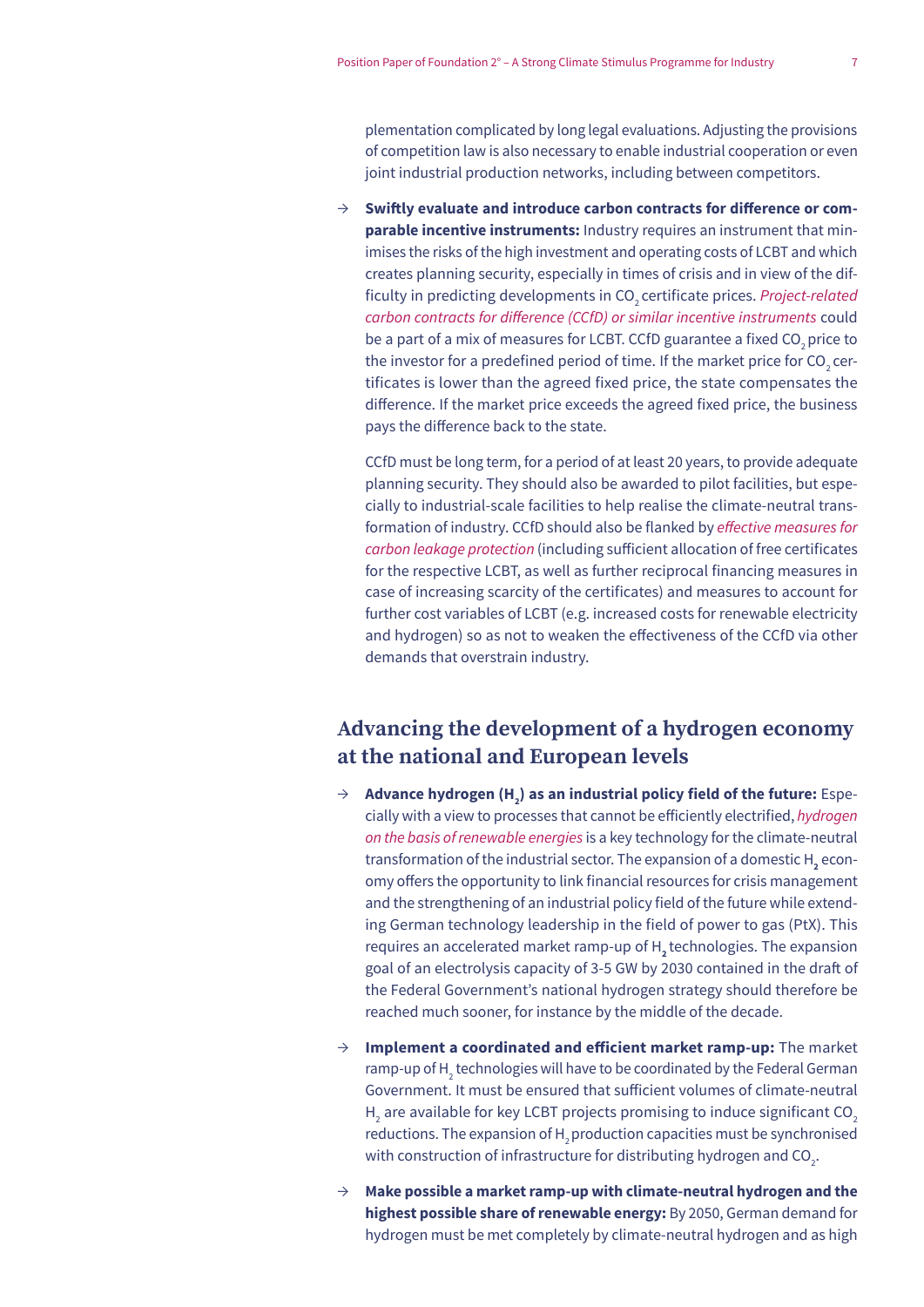plementation complicated by long legal evaluations. Adjusting the provisions of competition law is also necessary to enable industrial cooperation or even joint industrial production networks, including between competitors.

→ **Swiftly evaluate and introduce carbon contracts for difference or comparable incentive instruments:** Industry requires an instrument that minimises the risks of the high investment and operating costs of LCBT and which creates planning security, especially in times of crisis and in view of the difficulty in predicting developments in $CO_2$ certificate prices. *Project-related carbon contracts for difference (CCfD) or similar incentive instruments* could be a part of a mix of measures for LCBT. CCfD guarantee a fixed $CO_2$ price to the investor for a predefined period of time. If the market price for $CO_2$ certificates is lower than the agreed fixed price, the state compensates the difference. If the market price exceeds the agreed fixed price, the business pays the difference back to the state.

  CCfD must be long term, for a period of at least 20 years, to provide adequate planning security. They should also be awarded to pilot facilities, but especially to industrial-scale facilities to help realise the climate-neutral transformation of industry. CCfD should also be flanked by *effective measures for carbon leakage protection* (including sufficient allocation of free certificates for the respective LCBT, as well as further reciprocal financing measures in case of increasing scarcity of the certificates) and measures to account for further cost variables of LCBT (e.g. increased costs for renewable electricity and hydrogen) so as not to weaken the effectiveness of the CCfD via other demands that overstrain industry.

## Advancing the development of a hydrogen economy at the national and European levels

→ **Advance hydrogen ($H_2$) as an industrial policy field of the future:** Especially with a view to processes that cannot be efficiently electrified, *hydrogen on the basis of renewable energies* is a key technology for the climate-neutral transformation of the industrial sector. The expansion of a domestic $H_2$ economy offers the opportunity to link financial resources for crisis management and the strengthening of an industrial policy field of the future while extending German technology leadership in the field of power to gas (PtX). This requires an accelerated market ramp-up of $H_2$ technologies. The expansion goal of an electrolysis capacity of 3-5 GW by 2030 contained in the draft of the Federal Government's national hydrogen strategy should therefore be reached much sooner, for instance by the middle of the decade.

→ **Implement a coordinated and efficient market ramp-up:** The market ramp-up of $H_2$ technologies will have to be coordinated by the Federal German Government. It must be ensured that sufficient volumes of climate-neutral $H_2$ are available for key LCBT projects promising to induce significant $CO_2$ reductions. The expansion of $H_2$ production capacities must be synchronised with construction of infrastructure for distributing hydrogen and $CO_2$.

→ **Make possible a market ramp-up with climate-neutral hydrogen and the highest possible share of renewable energy:** By 2050, German demand for hydrogen must be met completely by climate-neutral hydrogen and as high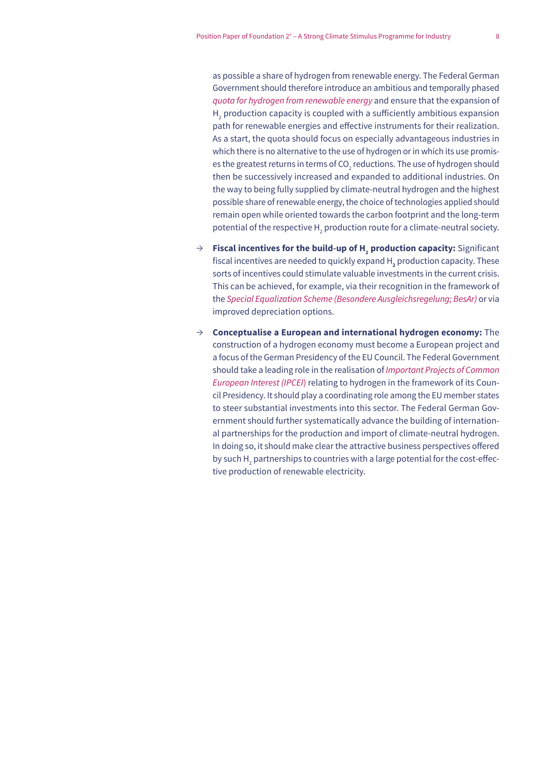as possible a share of hydrogen from renewable energy. The Federal German Government should therefore introduce an ambitious and temporally phased *quota for hydrogen from renewable energy* and ensure that the expansion of $H_2$ production capacity is coupled with a sufficiently ambitious expansion path for renewable energies and effective instruments for their realization. As a start, the quota should focus on especially advantageous industries in which there is no alternative to the use of hydrogen or in which its use promises the greatest returns in terms of $CO_2$ reductions. The use of hydrogen should then be successively increased and expanded to additional industries. On the way to being fully supplied by climate-neutral hydrogen and the highest possible share of renewable energy, the choice of technologies applied should remain open while oriented towards the carbon footprint and the long-term potential of the respective $H_2$ production route for a climate-neutral society.

→ **Fiscal incentives for the build-up of $H_2$ production capacity:** Significant fiscal incentives are needed to quickly expand $H_2$ production capacity. These sorts of incentives could stimulate valuable investments in the current crisis. This can be achieved, for example, via their recognition in the framework of the *Special Equalization Scheme (Besondere Ausgleichsregelung; BesAr)* or via improved depreciation options.

→ **Conceptualise a European and international hydrogen economy:** The construction of a hydrogen economy must become a European project and a focus of the German Presidency of the EU Council. The Federal Government should take a leading role in the realisation of *Important Projects of Common European Interest (IPCEI)* relating to hydrogen in the framework of its Council Presidency. It should play a coordinating role among the EU member states to steer substantial investments into this sector. The Federal German Government should further systematically advance the building of international partnerships for the production and import of climate-neutral hydrogen. In doing so, it should make clear the attractive business perspectives offered by such $H_2$ partnerships to countries with a large potential for the cost-effective production of renewable electricity.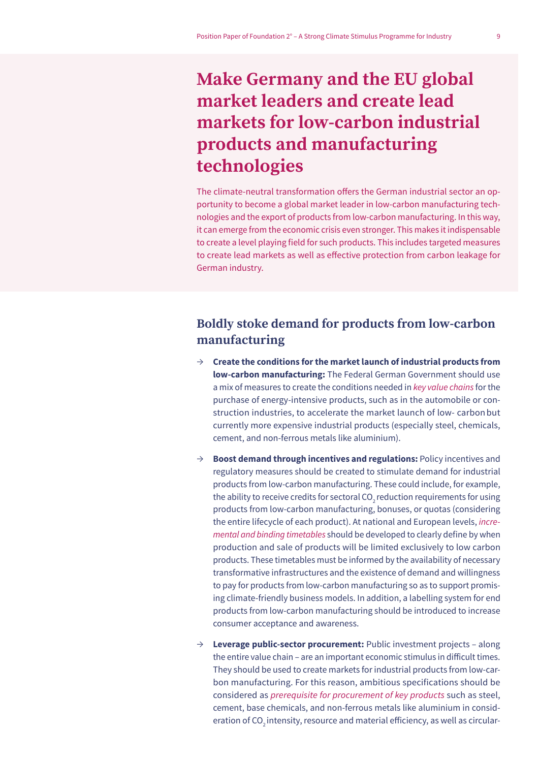# Make Germany and the EU global market leaders and create lead markets for low-carbon industrial products and manufacturing technologies

The climate-neutral transformation offers the German industrial sector an opportunity to become a global market leader in low-carbon manufacturing technologies and the export of products from low-carbon manufacturing. In this way, it can emerge from the economic crisis even stronger. This makes it indispensable to create a level playing field for such products. This includes targeted measures to create lead markets as well as effective protection from carbon leakage for German industry.

## Boldly stoke demand for products from low-carbon manufacturing

→ **Create the conditions for the market launch of industrial products from low-carbon manufacturing:** The Federal German Government should use a mix of measures to create the conditions needed in *key value chains* for the purchase of energy-intensive products, such as in the automobile or construction industries, to accelerate the market launch of low- carbon but currently more expensive industrial products (especially steel, chemicals, cement, and non-ferrous metals like aluminium).

→ **Boost demand through incentives and regulations:** Policy incentives and regulatory measures should be created to stimulate demand for industrial products from low-carbon manufacturing. These could include, for example, the ability to receive credits for sectoral $CO_2$ reduction requirements for using products from low-carbon manufacturing, bonuses, or quotas (considering the entire lifecycle of each product). At national and European levels, *incremental and binding timetables* should be developed to clearly define by when production and sale of products will be limited exclusively to low carbon products. These timetables must be informed by the availability of necessary transformative infrastructures and the existence of demand and willingness to pay for products from low-carbon manufacturing so as to support promising climate-friendly business models. In addition, a labelling system for end products from low-carbon manufacturing should be introduced to increase consumer acceptance and awareness.

→ **Leverage public-sector procurement:** Public investment projects – along the entire value chain – are an important economic stimulus in difficult times. They should be used to create markets for industrial products from low-carbon manufacturing. For this reason, ambitious specifications should be considered as *prerequisite for procurement of key products* such as steel, cement, base chemicals, and non-ferrous metals like aluminium in consideration of $CO_2$ intensity, resource and material efficiency, as well as circular-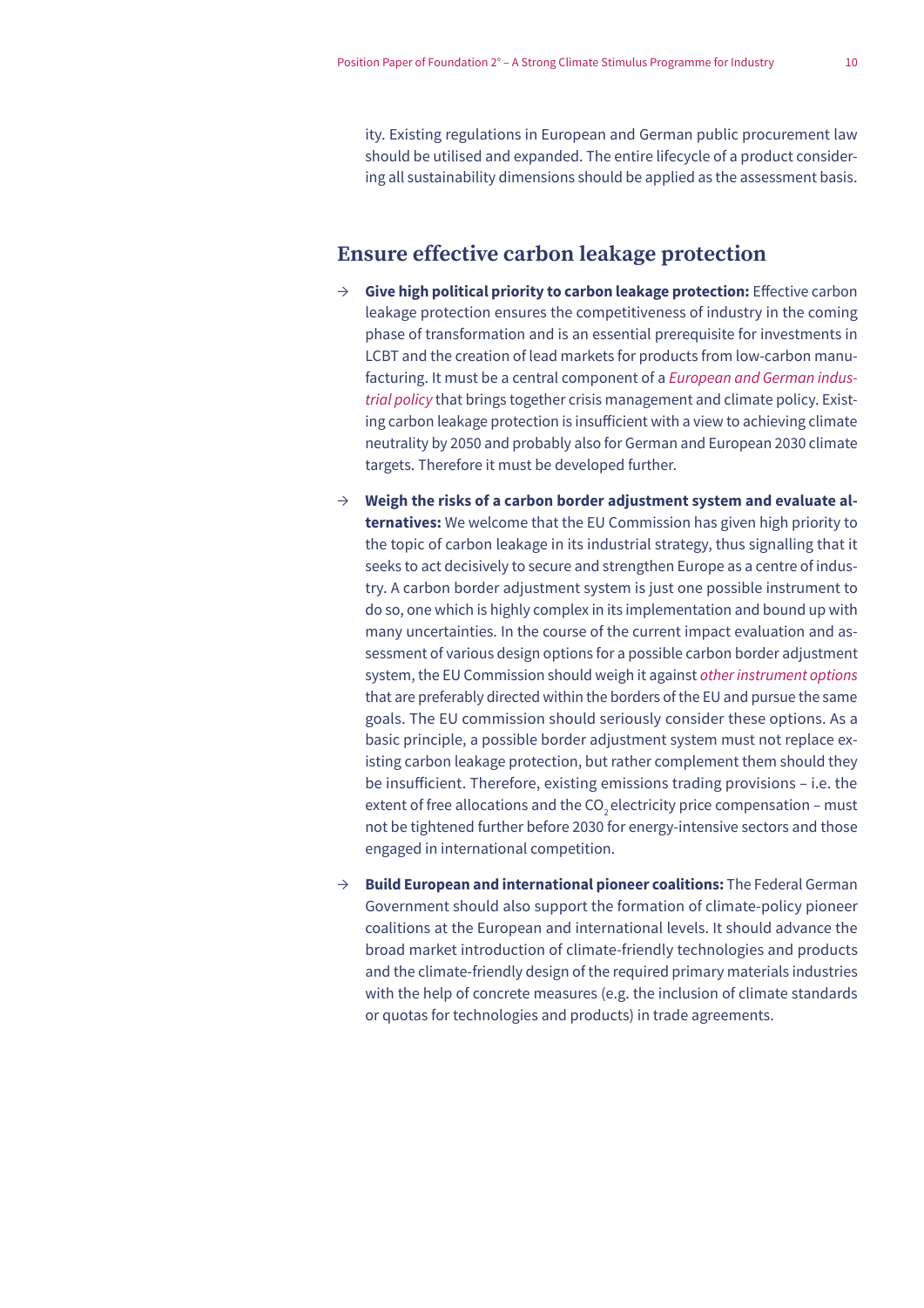ity. Existing regulations in European and German public procurement law should be utilised and expanded. The entire lifecycle of a product considering all sustainability dimensions should be applied as the assessment basis.

## Ensure effective carbon leakage protection

→ **Give high political priority to carbon leakage protection:** Effective carbon leakage protection ensures the competitiveness of industry in the coming phase of transformation and is an essential prerequisite for investments in LCBT and the creation of lead markets for products from low-carbon manufacturing. It must be a central component of a *European and German industrial policy* that brings together crisis management and climate policy. Existing carbon leakage protection is insufficient with a view to achieving climate neutrality by 2050 and probably also for German and European 2030 climate targets. Therefore it must be developed further.

→ **Weigh the risks of a carbon border adjustment system and evaluate alternatives:** We welcome that the EU Commission has given high priority to the topic of carbon leakage in its industrial strategy, thus signalling that it seeks to act decisively to secure and strengthen Europe as a centre of industry. A carbon border adjustment system is just one possible instrument to do so, one which is highly complex in its implementation and bound up with many uncertainties. In the course of the current impact evaluation and assessment of various design options for a possible carbon border adjustment system, the EU Commission should weigh it against *other instrument options* that are preferably directed within the borders of the EU and pursue the same goals. The EU commission should seriously consider these options. As a basic principle, a possible border adjustment system must not replace existing carbon leakage protection, but rather complement them should they be insufficient. Therefore, existing emissions trading provisions – i.e. the extent of free allocations and the $CO_2$ electricity price compensation – must not be tightened further before 2030 for energy-intensive sectors and those engaged in international competition.

→ **Build European and international pioneer coalitions:** The Federal German Government should also support the formation of climate-policy pioneer coalitions at the European and international levels. It should advance the broad market introduction of climate-friendly technologies and products and the climate-friendly design of the required primary materials industries with the help of concrete measures (e.g. the inclusion of climate standards or quotas for technologies and products) in trade agreements.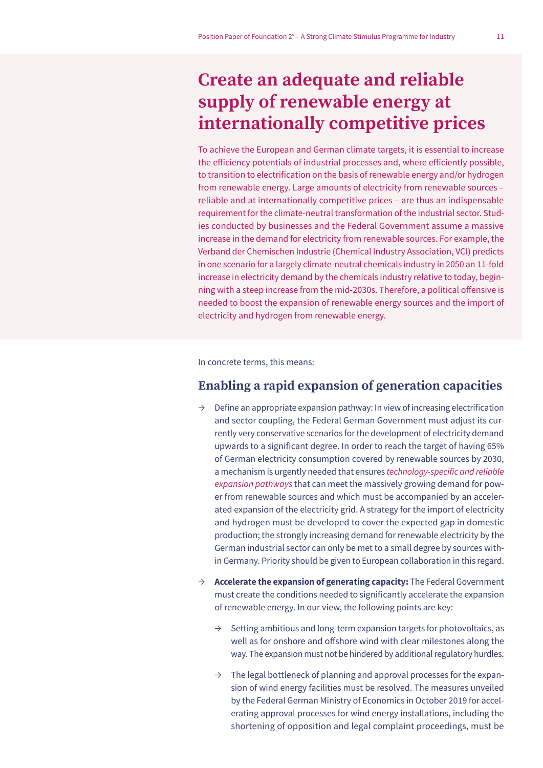# Create an adequate and reliable supply of renewable energy at internationally competitive prices

To achieve the European and German climate targets, it is essential to increase the efficiency potentials of industrial processes and, where efficiently possible, to transition to electrification on the basis of renewable energy and/or hydrogen from renewable energy. Large amounts of electricity from renewable sources – reliable and at internationally competitive prices – are thus an indispensable requirement for the climate-neutral transformation of the industrial sector. Studies conducted by businesses and the Federal Government assume a massive increase in the demand for electricity from renewable sources. For example, the Verband der Chemischen Industrie (Chemical Industry Association, VCI) predicts in one scenario for a largely climate-neutral chemicals industry in 2050 an 11-fold increase in electricity demand by the chemicals industry relative to today, beginning with a steep increase from the mid-2030s. Therefore, a political offensive is needed to boost the expansion of renewable energy sources and the import of electricity and hydrogen from renewable energy.

In concrete terms, this means:

## Enabling a rapid expansion of generation capacities

- Define an appropriate expansion pathway: In view of increasing electrification and sector coupling, the Federal German Government must adjust its currently very conservative scenarios for the development of electricity demand upwards to a significant degree. In order to reach the target of having 65% of German electricity consumption covered by renewable sources by 2030, a mechanism is urgently needed that ensures *technology-specific and reliable expansion pathways* that can meet the massively growing demand for power from renewable sources and which must be accompanied by an accelerated expansion of the electricity grid. A strategy for the import of electricity and hydrogen must be developed to cover the expected gap in domestic production; the strongly increasing demand for renewable electricity by the German industrial sector can only be met to a small degree by sources within Germany. Priority should be given to European collaboration in this regard.
- **Accelerate the expansion of generating capacity:** The Federal Government must create the conditions needed to significantly accelerate the expansion of renewable energy. In our view, the following points are key:
  - Setting ambitious and long-term expansion targets for photovoltaics, as well as for onshore and offshore wind with clear milestones along the way. The expansion must not be hindered by additional regulatory hurdles.
  - The legal bottleneck of planning and approval processes for the expansion of wind energy facilities must be resolved. The measures unveiled by the Federal German Ministry of Economics in October 2019 for accelerating approval processes for wind energy installations, including the shortening of opposition and legal complaint proceedings, must be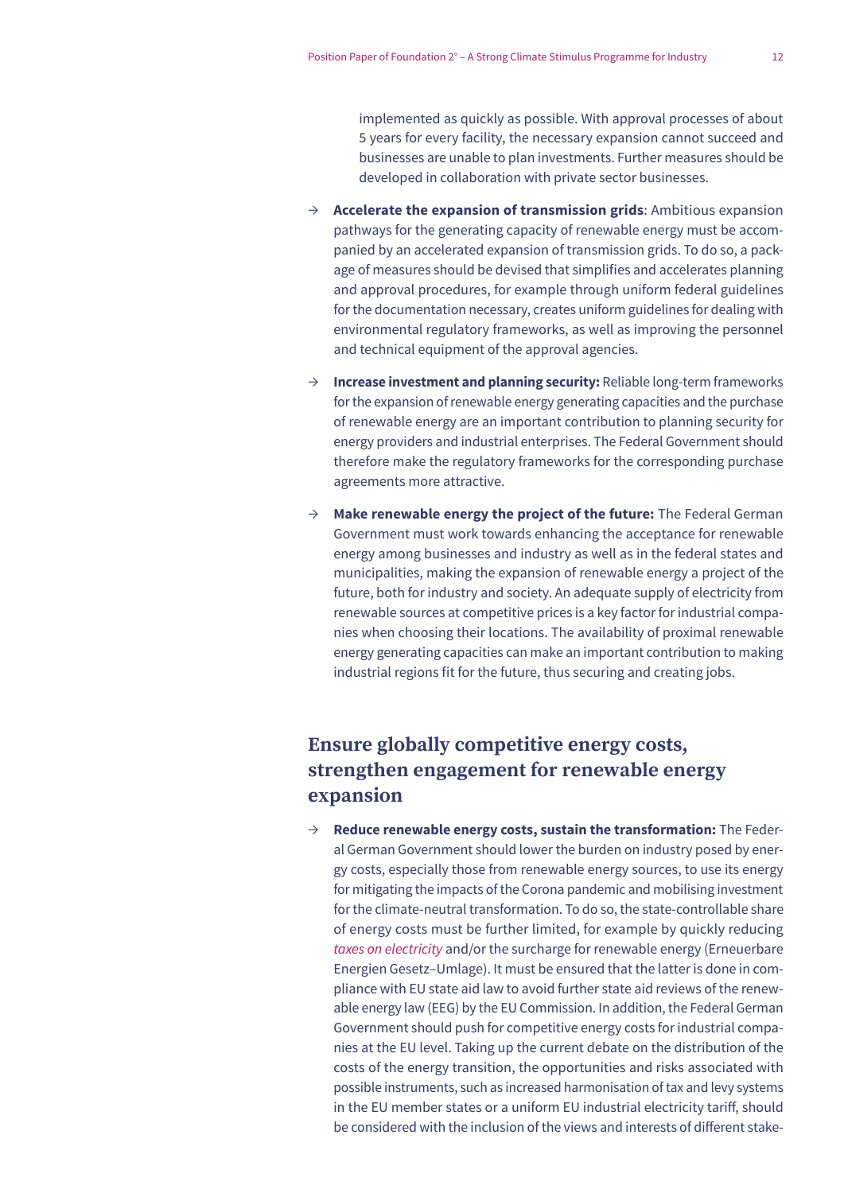implemented as quickly as possible. With approval processes of about 5 years for every facility, the necessary expansion cannot succeed and businesses are unable to plan investments. Further measures should be developed in collaboration with private sector businesses.

→ **Accelerate the expansion of transmission grids**: Ambitious expansion pathways for the generating capacity of renewable energy must be accompanied by an accelerated expansion of transmission grids. To do so, a package of measures should be devised that simplifies and accelerates planning and approval procedures, for example through uniform federal guidelines for the documentation necessary, creates uniform guidelines for dealing with environmental regulatory frameworks, as well as improving the personnel and technical equipment of the approval agencies.

→ **Increase investment and planning security:** Reliable long-term frameworks for the expansion of renewable energy generating capacities and the purchase of renewable energy are an important contribution to planning security for energy providers and industrial enterprises. The Federal Government should therefore make the regulatory frameworks for the corresponding purchase agreements more attractive.

→ **Make renewable energy the project of the future:** The Federal German Government must work towards enhancing the acceptance for renewable energy among businesses and industry as well as in the federal states and municipalities, making the expansion of renewable energy a project of the future, both for industry and society. An adequate supply of electricity from renewable sources at competitive prices is a key factor for industrial companies when choosing their locations. The availability of proximal renewable energy generating capacities can make an important contribution to making industrial regions fit for the future, thus securing and creating jobs.

## Ensure globally competitive energy costs, strengthen engagement for renewable energy expansion

→ **Reduce renewable energy costs, sustain the transformation:** The Federal German Government should lower the burden on industry posed by energy costs, especially those from renewable energy sources, to use its energy for mitigating the impacts of the Corona pandemic and mobilising investment for the climate-neutral transformation. To do so, the state-controllable share of energy costs must be further limited, for example by quickly reducing *taxes on electricity* and/or the surcharge for renewable energy (Erneuerbare Energien Gesetz–Umlage). It must be ensured that the latter is done in compliance with EU state aid law to avoid further state aid reviews of the renewable energy law (EEG) by the EU Commission. In addition, the Federal German Government should push for competitive energy costs for industrial companies at the EU level. Taking up the current debate on the distribution of the costs of the energy transition, the opportunities and risks associated with possible instruments, such as increased harmonisation of tax and levy systems in the EU member states or a uniform EU industrial electricity tariff, should be considered with the inclusion of the views and interests of different stake-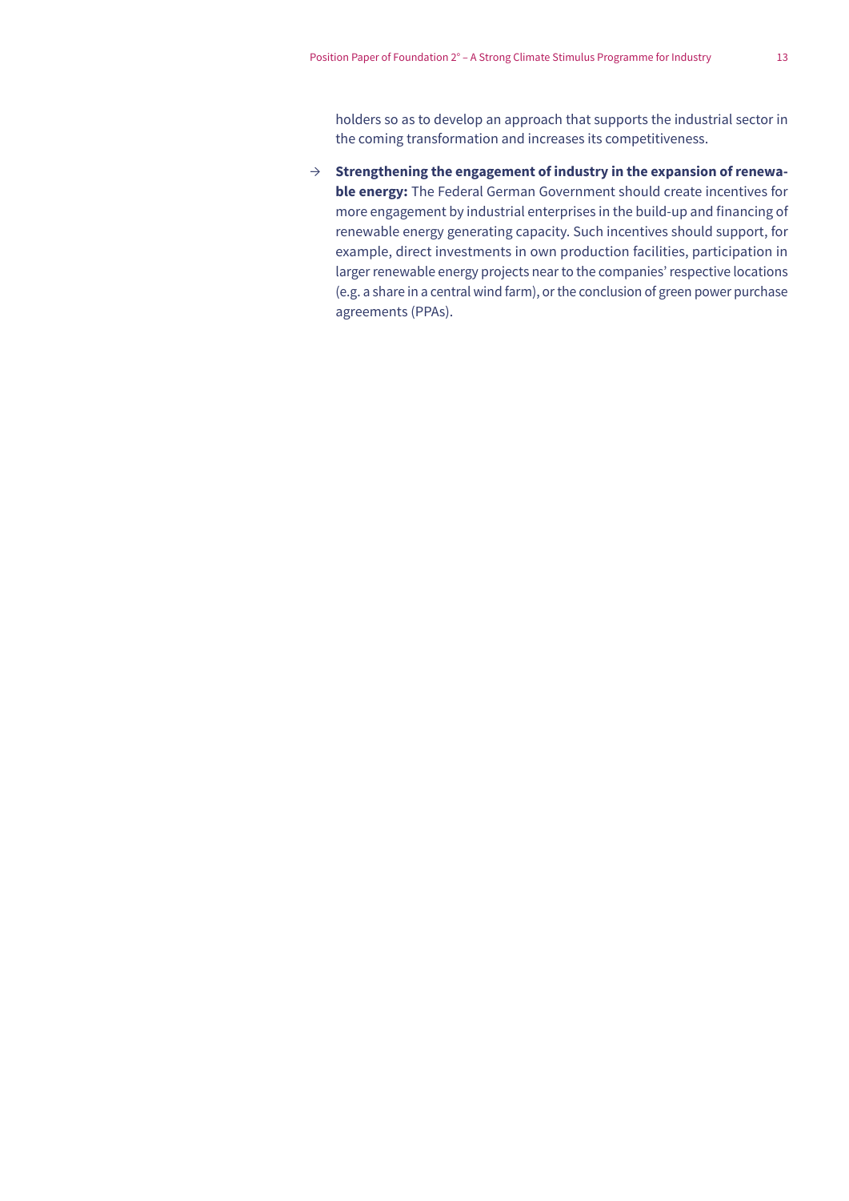holders so as to develop an approach that supports the industrial sector in the coming transformation and increases its competitiveness.

- → **Strengthening the engagement of industry in the expansion of renewable energy:** The Federal German Government should create incentives for more engagement by industrial enterprises in the build-up and financing of renewable energy generating capacity. Such incentives should support, for example, direct investments in own production facilities, participation in larger renewable energy projects near to the companies' respective locations (e.g. a share in a central wind farm), or the conclusion of green power purchase agreements (PPAs).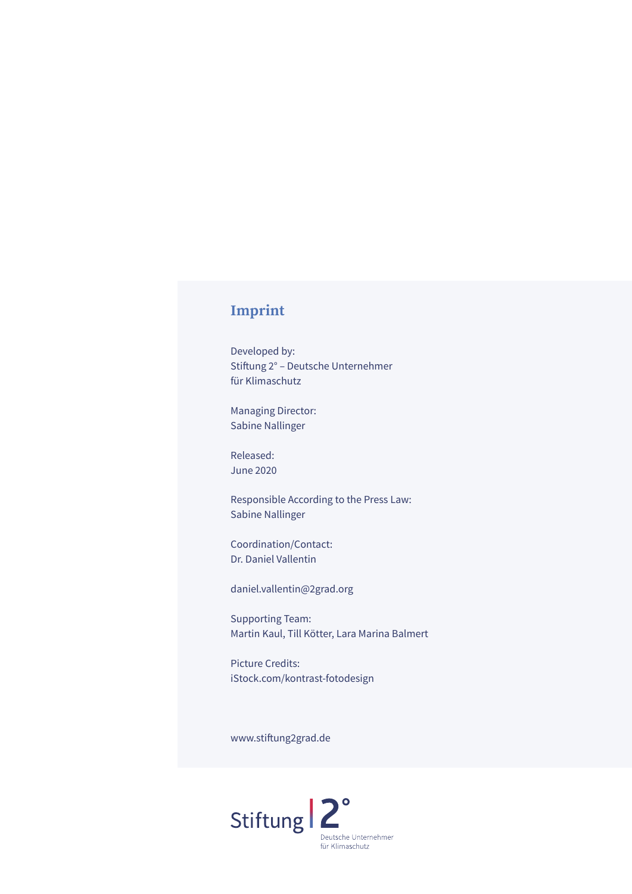## Imprint

Developed by:
Stiftung 2° – Deutsche Unternehmer
für Klimaschutz

Managing Director:
Sabine Nallinger

Released:
June 2020

Responsible According to the Press Law:
Sabine Nallinger

Coordination/Contact:
Dr. Daniel Vallentin

daniel.vallentin@2grad.org

Supporting Team:
Martin Kaul, Till Kötter, Lara Marina Balmert

Picture Credits:
iStock.com/kontrast-fotodesign

www.stiftung2grad.de

Stiftung 2°
Deutsche Unternehmer
für Klimaschutz